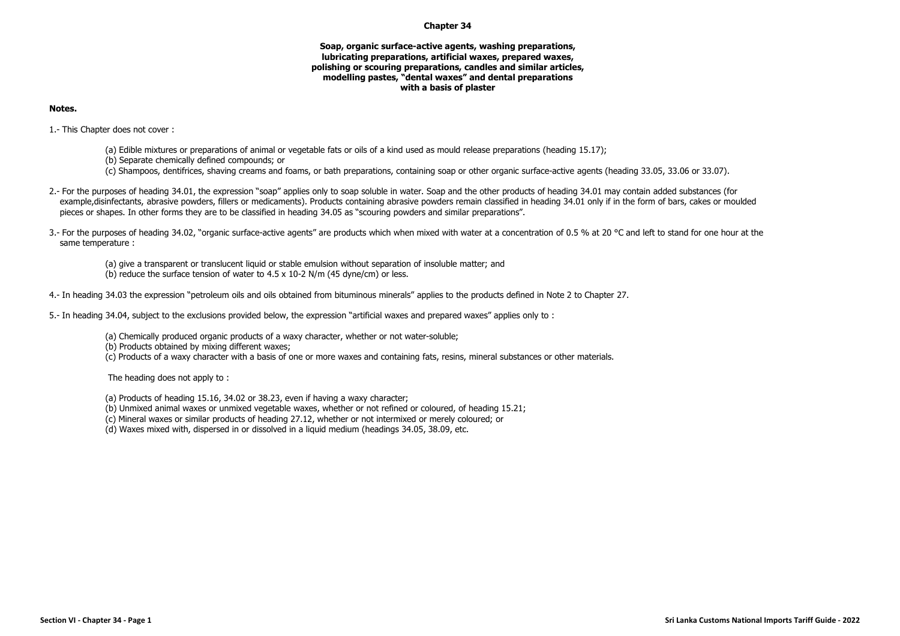# Chapter 34

## Soap, organic surface-active agents, washing preparations, lubricating preparations, artificial waxes, prepared waxes, polishing or scouring preparations, candles and similar articles, modelling pastes, "dental waxes" and dental preparations with a basis of plaster

**Notes.**

1.- This Chapter does not cover :

(a) Edible mixtures or preparations of animal or vegetable fats or oils of a kind used as mould release preparations (heading 15.17);
(b) Separate chemically defined compounds; or
(c) Shampoos, dentifrices, shaving creams and foams, or bath preparations, containing soap or other organic surface-active agents (heading 33.05, 33.06 or 33.07).

2.- For the purposes of heading 34.01, the expression "soap" applies only to soap soluble in water. Soap and the other products of heading 34.01 may contain added substances (for example,disinfectants, abrasive powders, fillers or medicaments). Products containing abrasive powders remain classified in heading 34.01 only if in the form of bars, cakes or moulded pieces or shapes. In other forms they are to be classified in heading 34.05 as "scouring powders and similar preparations".

3.- For the purposes of heading 34.02, "organic surface-active agents" are products which when mixed with water at a concentration of 0.5 % at 20 °C and left to stand for one hour at the same temperature :

(a) give a transparent or translucent liquid or stable emulsion without separation of insoluble matter; and
(b) reduce the surface tension of water to $4.5 \times 10^{-2}$ N/m (45 dyne/cm) or less.

4.- In heading 34.03 the expression "petroleum oils and oils obtained from bituminous minerals" applies to the products defined in Note 2 to Chapter 27.

5.- In heading 34.04, subject to the exclusions provided below, the expression "artificial waxes and prepared waxes" applies only to :

(a) Chemically produced organic products of a waxy character, whether or not water-soluble;
(b) Products obtained by mixing different waxes;
(c) Products of a waxy character with a basis of one or more waxes and containing fats, resins, mineral substances or other materials.

The heading does not apply to :

(a) Products of heading 15.16, 34.02 or 38.23, even if having a waxy character;
(b) Unmixed animal waxes or unmixed vegetable waxes, whether or not refined or coloured, of heading 15.21;
(c) Mineral waxes or similar products of heading 27.12, whether or not intermixed or merely coloured; or
(d) Waxes mixed with, dispersed in or dissolved in a liquid medium (headings 34.05, 38.09, etc.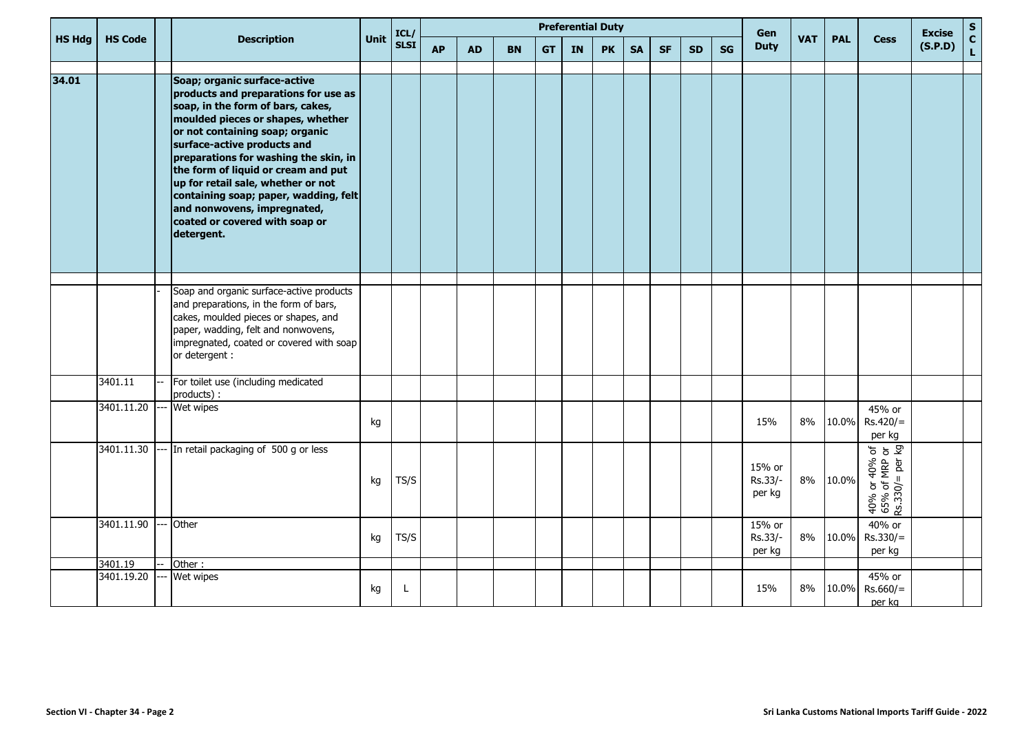| HS Hdg | HS Code | | Description | Unit | ICL/ SLSI | Preferential Duty | | | | | | | | | | Gen Duty | VAT | PAL | Cess | Excise (S.P.D) | S C L |
|---|---|---|---|---|---|---|---|---|---|---|---|---|---|---|---|---|---|---|---|---|---|
| | | | | | | AP | AD | BN | GT | IN | PK | SA | SF | SD | SG | | | | | | |
| 34.01 | | | **Soap; organic surface-active products and preparations for use as soap, in the form of bars, cakes, moulded pieces or shapes, whether or not containing soap; organic surface-active products and preparations for washing the skin, in the form of liquid or cream and put up for retail sale, whether or not containing soap; paper, wadding, felt and nonwovens, impregnated, coated or covered with soap or detergent.** | | | | | | | | | | | | | | | | | | |
| | | - | Soap and organic surface-active products and preparations, in the form of bars, cakes, moulded pieces or shapes, and paper, wadding, felt and nonwovens, impregnated, coated or covered with soap or detergent : | | | | | | | | | | | | | | | | | | |
| | 3401.11 | -- | For toilet use (including medicated products) : | | | | | | | | | | | | | | | | | | |
| | 3401.11.20 | --- | Wet wipes | kg | | | | | | | | | | | | 15% | 8% | 10.0% | 45% or Rs.420/= per kg | | |
| | 3401.11.30 | --- | In retail packaging of 500 g or less | kg | TS/S | | | | | | | | | | | 15% or Rs.33/- per kg | 8% | 10.0% | 40% or 40% of 65% of MRP or Rs.330/= per kg | | |
| | 3401.11.90 | --- | Other | kg | TS/S | | | | | | | | | | | 15% or Rs.33/- per kg | 8% | 10.0% | 40% or Rs.330/= per kg | | |
| | 3401.19 | -- | Other : | | | | | | | | | | | | | | | | | | |
| | 3401.19.20 | --- | Wet wipes | kg | L | | | | | | | | | | | 15% | 8% | 10.0% | 45% or Rs.660/= per kg | | |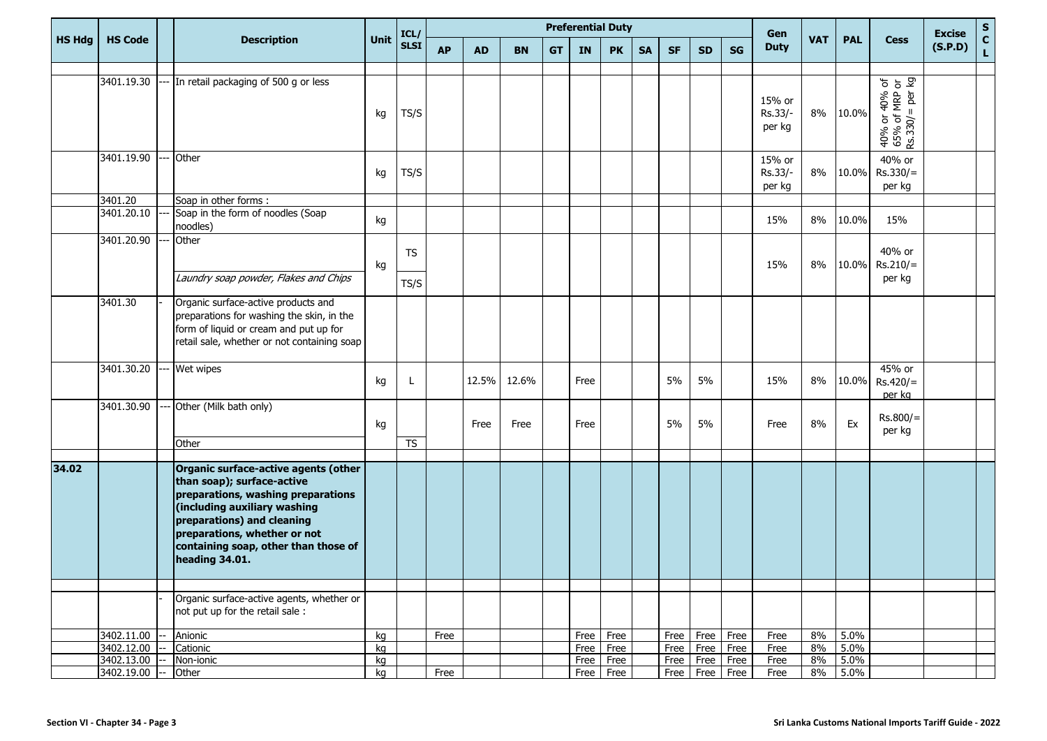| HS Hdg | HS Code | | Description | Unit | ICL/ SLSI | Preferential Duty | | | | | | | | | | Gen Duty | VAT | PAL | Cess | Excise (S.P.D) | SCL |
|---|---|---|---|---|---|---|---|---|---|---|---|---|---|---|---|---|---|---|---|---|---|
| | | | | | | AP | AD | BN | GT | IN | PK | SA | SF | SD | SG | | | | | | |
| | 3401.19.30 | --- | In retail packaging of 500 g or less | kg | TS/S | | | | | | | | | | | 15% or Rs.33/- per kg | 8% | 10.0% | 40% or 40% of 65% of MRP or Rs.330/= per kg | | |
| | 3401.19.90 | --- | Other | kg | TS/S | | | | | | | | | | | 15% or Rs.33/- per kg | 8% | 10.0% | 40% or Rs.330/= per kg | | |
| | 3401.20 | | Soap in other forms : | | | | | | | | | | | | | | | | | | |
| | 3401.20.10 | --- | Soap in the form of noodles (Soap noodles) | kg | | | | | | | | | | | | 15% | 8% | 10.0% | 15% | | |
| | 3401.20.90 | --- | Other | kg | TS | | | | | | | | | | | 15% | 8% | 10.0% | 40% or Rs.210/= per kg | | |
| | | | *Laundry soap powder, Flakes and Chips* | | TS/S | | | | | | | | | | | | | | | | |
| | 3401.30 | - | Organic surface-active products and preparations for washing the skin, in the form of liquid or cream and put up for retail sale, whether or not containing soap | | | | | | | | | | | | | | | | | | |
| | 3401.30.20 | --- | Wet wipes | kg | L | | 12.5% | 12.6% | | Free | | | 5% | 5% | | 15% | 8% | 10.0% | 45% or Rs.420/= per kg | | |
| | 3401.30.90 | --- | Other (Milk bath only) | kg | | | Free | Free | | Free | | | 5% | 5% | | Free | 8% | Ex | Rs.800/= per kg | | |
| | | | Other | | TS | | | | | | | | | | | | | | | | |
| **34.02** | | | **Organic surface-active agents (other than soap); surface-active preparations, washing preparations (including auxiliary washing preparations) and cleaning preparations, whether or not containing soap, other than those of heading 34.01.** | | | | | | | | | | | | | | | | | | |
| | | - | Organic surface-active agents, whether or not put up for the retail sale : | | | | | | | | | | | | | | | | | | |
| | 3402.11.00 | -- | Anionic | kg | | Free | | | | Free | Free | | Free | Free | Free | Free | 8% | 5.0% | | | |
| | 3402.12.00 | -- | Cationic | kg | | | | | | Free | Free | | Free | Free | Free | Free | 8% | 5.0% | | | |
| | 3402.13.00 | -- | Non-ionic | kg | | | | | | Free | Free | | Free | Free | Free | Free | 8% | 5.0% | | | |
| | 3402.19.00 | -- | Other | kg | | Free | | | | Free | Free | | Free | Free | Free | Free | 8% | 5.0% | | | |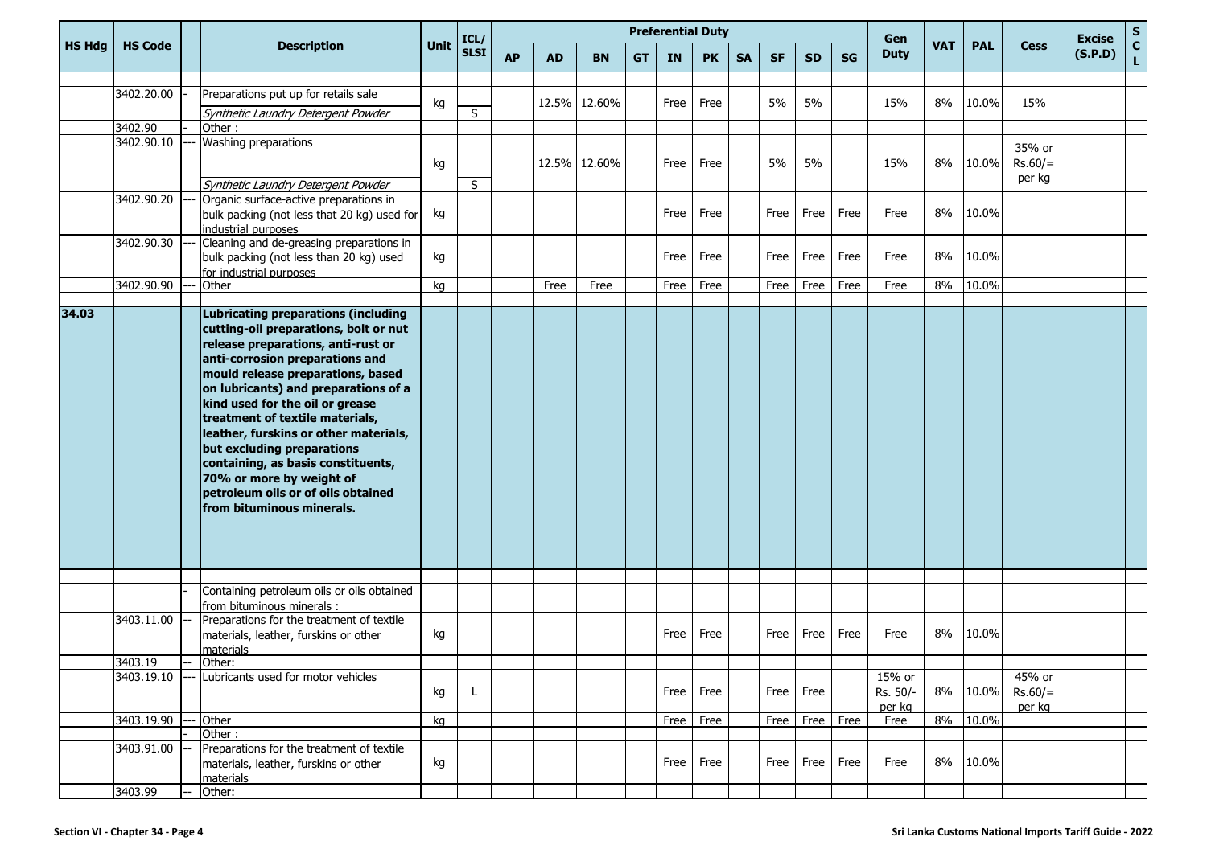| HS Hdg | HS Code | | Description | Unit | ICL/ SLSI | Preferential Duty | | | | | | | | | | Gen Duty | VAT | PAL | Cess | Excise (S.P.D) | SCL |
|---|---|---|---|---|---|---|---|---|---|---|---|---|---|---|---|---|---|---|---|---|---|
| | | | | | | AP | AD | BN | GT | IN | PK | SA | SF | SD | SG | | | | | | |
| | | | | | | | | | | | | | | | | | | | | | |
| | 3402.20.00 | - | Preparations put up for retails sale | kg | | | 12.5% | 12.60% | | Free | Free | | 5% | 5% | | 15% | 8% | 10.0% | 15% | | |
| | | | *Synthetic Laundry Detergent Powder* | | S | | | | | | | | | | | | | | | | |
| | 3402.90 | - | Other : | | | | | | | | | | | | | | | | | | |
| | 3402.90.10 | --- | Washing preparations | kg | | | 12.5% | 12.60% | | Free | Free | | 5% | 5% | | 15% | 8% | 10.0% | 35% or Rs.60/= per kg | | |
| | | | *Synthetic Laundry Detergent Powder* | | S | | | | | | | | | | | | | | | | |
| | 3402.90.20 | --- | Organic surface-active preparations in bulk packing (not less that 20 kg) used for industrial purposes | kg | | | | | | Free | Free | | Free | Free | Free | Free | 8% | 10.0% | | | |
| | 3402.90.30 | --- | Cleaning and de-greasing preparations in bulk packing (not less than 20 kg) used for industrial purposes | kg | | | | | | Free | Free | | Free | Free | Free | Free | 8% | 10.0% | | | |
| | 3402.90.90 | --- | Other | kg | | | Free | Free | | Free | Free | | Free | Free | Free | Free | 8% | 10.0% | | | |
| | | | | | | | | | | | | | | | | | | | | | |
| **34.03** | | | **Lubricating preparations (including cutting-oil preparations, bolt or nut release preparations, anti-rust or anti-corrosion preparations and mould release preparations, based on lubricants) and preparations of a kind used for the oil or grease treatment of textile materials, leather, furskins or other materials, but excluding preparations containing, as basis constituents, 70% or more by weight of petroleum oils or of oils obtained from bituminous minerals.** | | | | | | | | | | | | | | | | | | |
| | | | | | | | | | | | | | | | | | | | | | |
| | | - | Containing petroleum oils or oils obtained from bituminous minerals : | | | | | | | | | | | | | | | | | | |
| | 3403.11.00 | -- | Preparations for the treatment of textile materials, leather, furskins or other materials | kg | | | | | | Free | Free | | Free | Free | Free | Free | 8% | 10.0% | | | |
| | 3403.19 | -- | Other: | | | | | | | | | | | | | | | | | | |
| | 3403.19.10 | --- | Lubricants used for motor vehicles | kg | L | | | | | Free | Free | | Free | Free | | 15% or Rs. 50/- per kg | 8% | 10.0% | 45% or Rs.60/= per kg | | |
| | 3403.19.90 | --- | Other | kg | | | | | | Free | Free | | Free | Free | Free | Free | 8% | 10.0% | | | |
| | | - | Other : | | | | | | | | | | | | | | | | | | |
| | 3403.91.00 | -- | Preparations for the treatment of textile materials, leather, furskins or other materials | kg | | | | | | Free | Free | | Free | Free | Free | Free | 8% | 10.0% | | | |
| | 3403.99 | -- | Other: | | | | | | | | | | | | | | | | | | |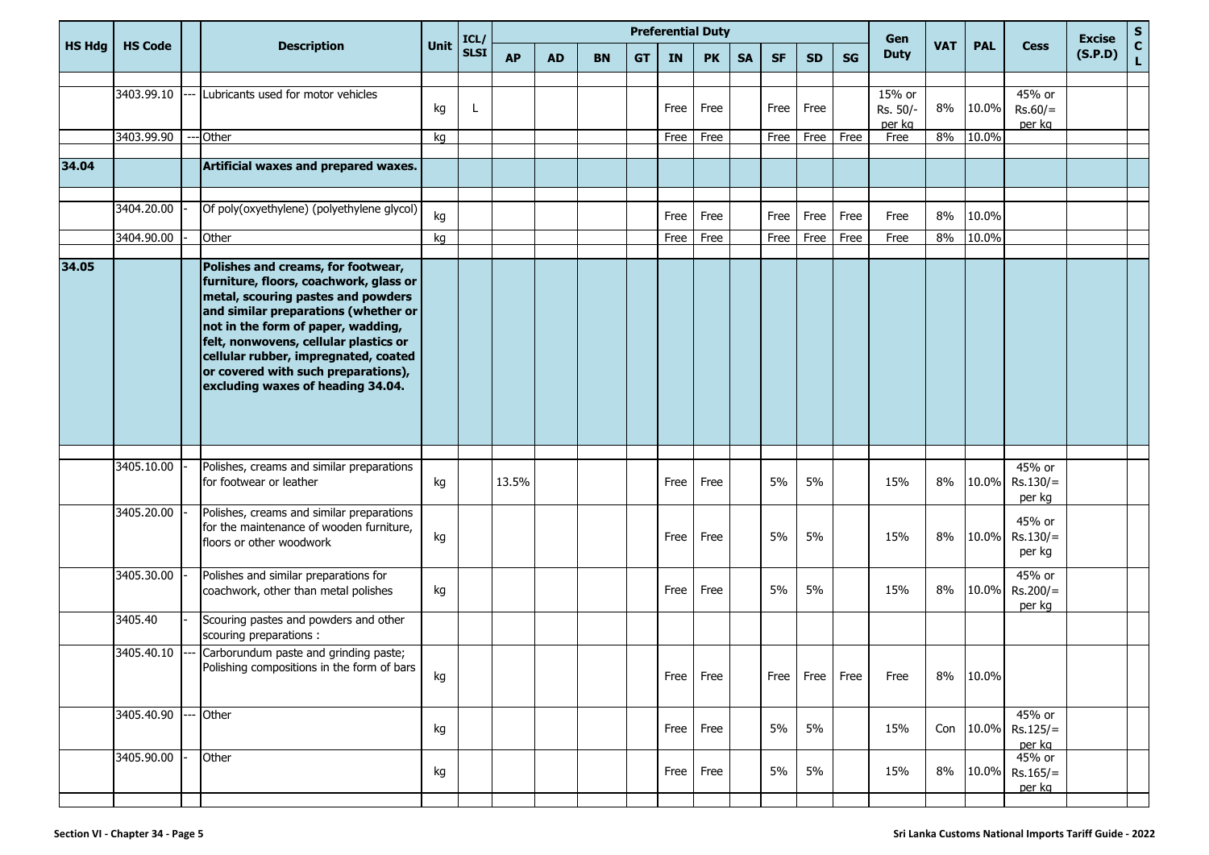| HS Hdg | HS Code | | Description | Unit | ICL/ SLSI | Preferential Duty | | | | | | | | | | Gen Duty | VAT | PAL | Cess | Excise (S.P.D) | SCL |
|---|---|---|---|---|---|---|---|---|---|---|---|---|---|---|---|---|---|---|---|---|---|
| | | | | | | AP | AD | BN | GT | IN | PK | SA | SF | SD | SG | | | | | | |
| | 3403.99.10 | --- | Lubricants used for motor vehicles | kg | L | | | | | Free | Free | | Free | Free | | 15% or Rs. 50/- per kg | 8% | 10.0% | 45% or Rs.60/= per kg | | |
| | 3403.99.90 | --- | Other | kg | | | | | | Free | Free | | Free | Free | Free | Free | 8% | 10.0% | | | |
| **34.04** | | | **Artificial waxes and prepared waxes.** | | | | | | | | | | | | | | | | | | |
| | 3404.20.00 | - | Of poly(oxyethylene) (polyethylene glycol) | kg | | | | | | Free | Free | | Free | Free | Free | Free | 8% | 10.0% | | | |
| | 3404.90.00 | - | Other | kg | | | | | | Free | Free | | Free | Free | Free | Free | 8% | 10.0% | | | |
| **34.05** | | | **Polishes and creams, for footwear, furniture, floors, coachwork, glass or metal, scouring pastes and powders and similar preparations (whether or not in the form of paper, wadding, felt, nonwovens, cellular plastics or cellular rubber, impregnated, coated or covered with such preparations), excluding waxes of heading 34.04.** | | | | | | | | | | | | | | | | | | |
| | 3405.10.00 | - | Polishes, creams and similar preparations for footwear or leather | kg | | 13.5% | | | | Free | Free | | 5% | 5% | | 15% | 8% | 10.0% | 45% or Rs.130/= per kg | | |
| | 3405.20.00 | - | Polishes, creams and similar preparations for the maintenance of wooden furniture, floors or other woodwork | kg | | | | | | Free | Free | | 5% | 5% | | 15% | 8% | 10.0% | 45% or Rs.130/= per kg | | |
| | 3405.30.00 | - | Polishes and similar preparations for coachwork, other than metal polishes | kg | | | | | | Free | Free | | 5% | 5% | | 15% | 8% | 10.0% | 45% or Rs.200/= per kg | | |
| | 3405.40 | - | Scouring pastes and powders and other scouring preparations : | | | | | | | | | | | | | | | | | | |
| | 3405.40.10 | --- | Carborundum paste and grinding paste; Polishing compositions in the form of bars | kg | | | | | | Free | Free | | Free | Free | Free | Free | 8% | 10.0% | | | |
| | 3405.40.90 | --- | Other | kg | | | | | | Free | Free | | 5% | 5% | | 15% | Con | 10.0% | 45% or Rs.125/= per kg | | |
| | 3405.90.00 | - | Other | kg | | | | | | Free | Free | | 5% | 5% | | 15% | 8% | 10.0% | 45% or Rs.165/= per kg | | |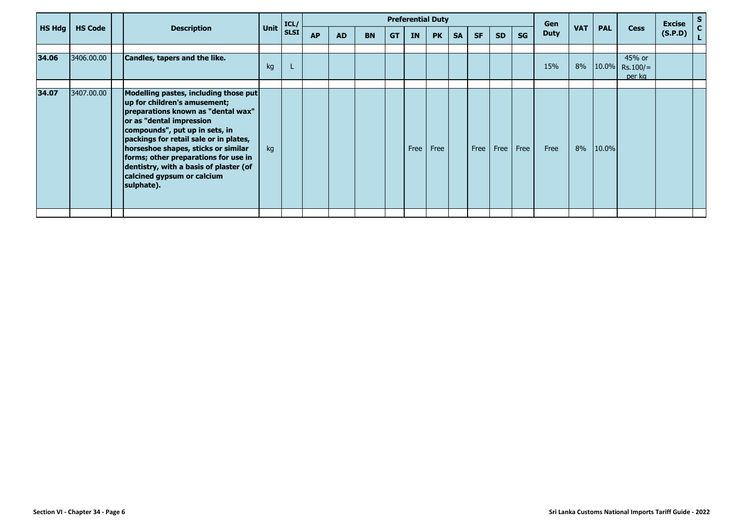| HS Hdg | HS Code | | Description | Unit | ICL/ SLSI | Preferential Duty | | | | | | | | | | Gen Duty | VAT | PAL | Cess | Excise (S.P.D) | S C L |
|---|---|---|---|---|---|---|---|---|---|---|---|---|---|---|---|---|---|---|---|---|---|
| | | | | | | AP | AD | BN | GT | IN | PK | SA | SF | SD | SG | | | | | | |
| | | | | | | | | | | | | | | | | | | | | | |
| **34.06** | 3406.00.00 | | **Candles, tapers and the like.** | kg | L | | | | | | | | | | | 15% | 8% | 10.0% | 45% or Rs.100/= per kg | | |
| | | | | | | | | | | | | | | | | | | | | | |
| **34.07** | 3407.00.00 | | **Modelling pastes, including those put up for children's amusement; preparations known as "dental wax" or as "dental impression compounds", put up in sets, in packings for retail sale or in plates, horseshoe shapes, sticks or similar forms; other preparations for use in dentistry, with a basis of plaster (of calcined gypsum or calcium sulphate).** | kg | | | | | | Free | Free | | Free | Free | Free | Free | 8% | 10.0% | | | |
| | | | | | | | | | | | | | | | | | | | | | |